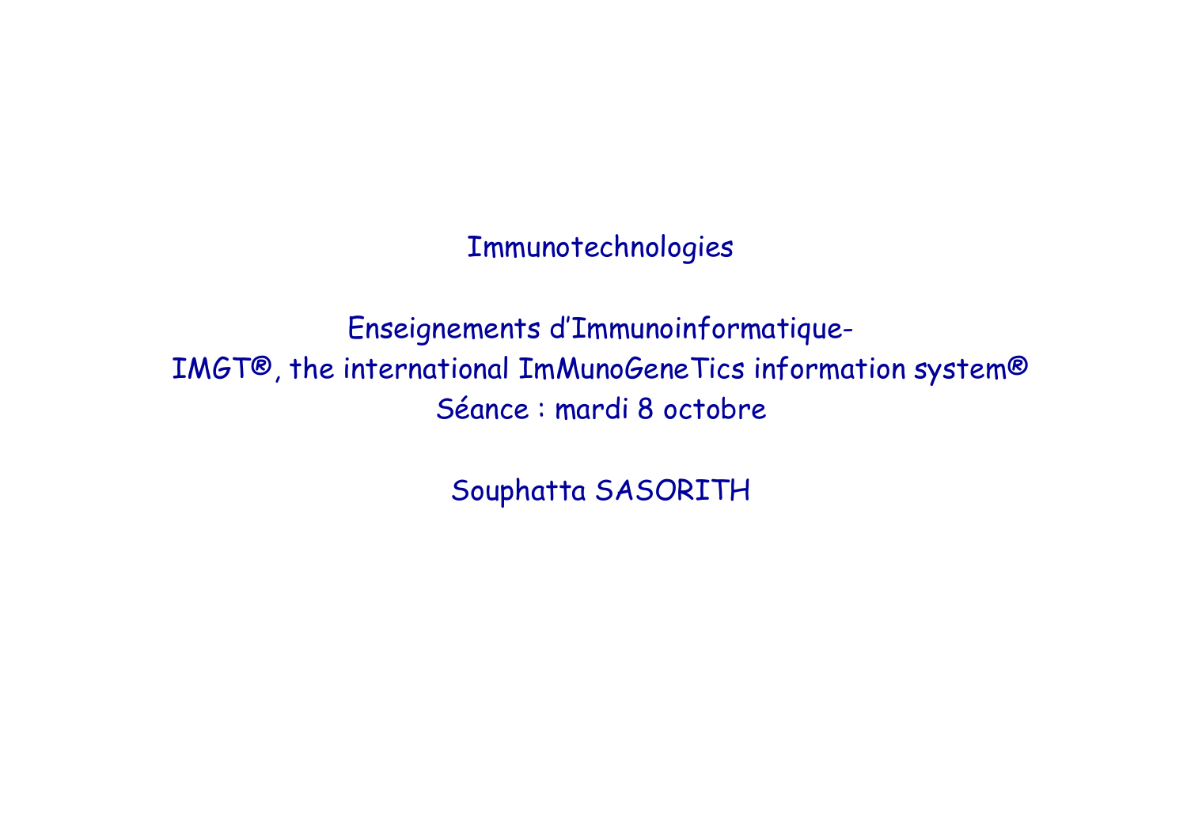# Immunotechnologies

## Enseignements d'Immunoinformatique-
## IMGT®, the international ImMunoGeneTics information system®

Séance : mardi 8 octobre

Souphatta SASORITH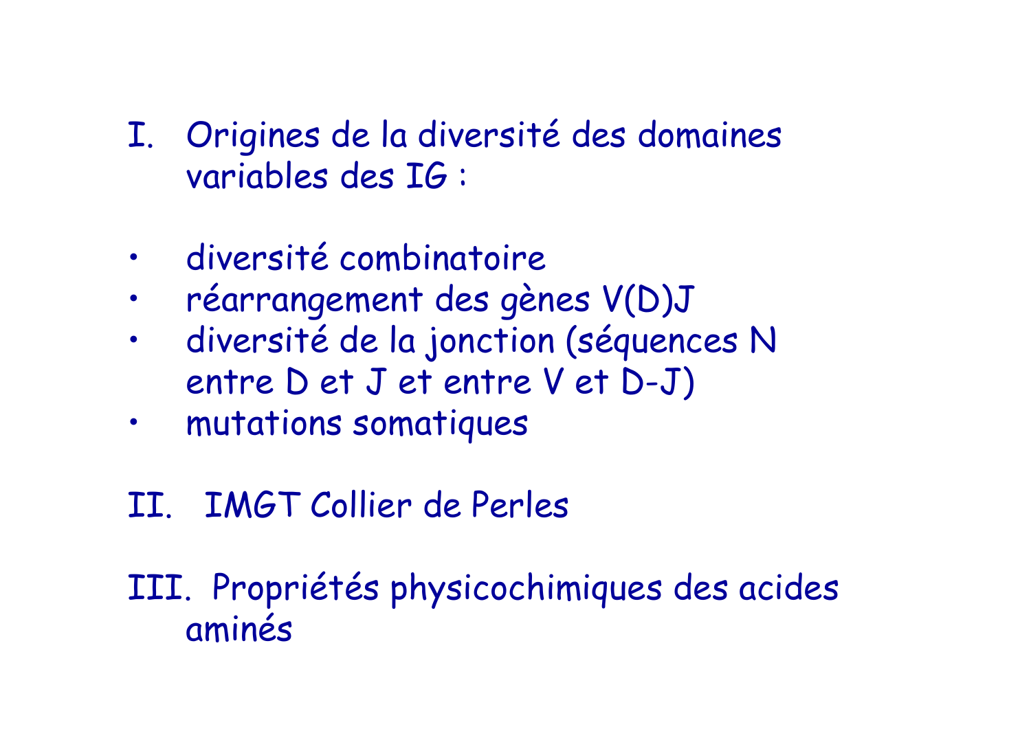I. Origines de la diversité des domaines variables des IG :

- diversité combinatoire
- réarrangement des gènes V(D)J
- diversité de la jonction (séquences N entre D et J et entre V et D-J)
- mutations somatiques

II. IMGT Collier de Perles

III. Propriétés physicochimiques des acides aminés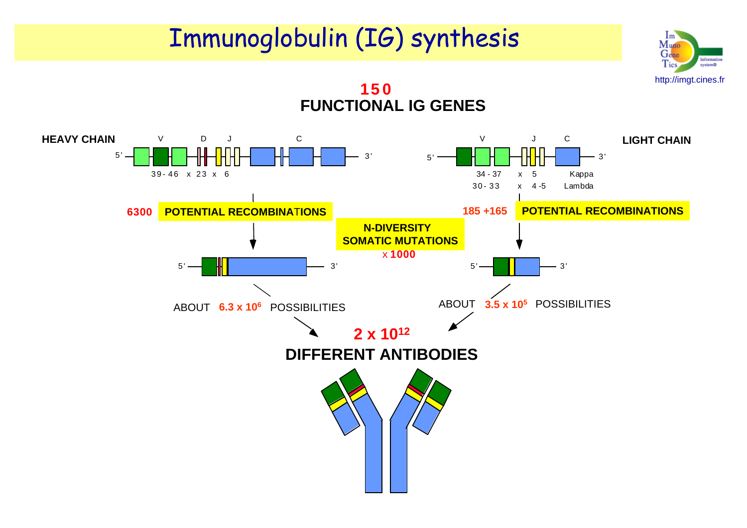# Immunoglobulin (IG) synthesis

http://imgt.cines.fr

**150**
**FUNCTIONAL IG GENES**

**HEAVY CHAIN**

V D J C

5' — 3'

39 - 46 x 23 x 6

**LIGHT CHAIN**

V J C

5' — 3'

34 - 37 x 5 Kappa

30 - 33 x 4 - 5 Lambda

**6300** **POTENTIAL RECOMBINATIONS**

**185 +165** **POTENTIAL RECOMBINATIONS**

**N-DIVERSITY**
**SOMATIC MUTATIONS**
x **1000**

5' — 3'

5' — 3'

ABOUT **$6.3 \times 10^6$** POSSIBILITIES

ABOUT **$3.5 \times 10^5$** POSSIBILITIES

**$2 \times 10^{12}$**
**DIFFERENT ANTIBODIES**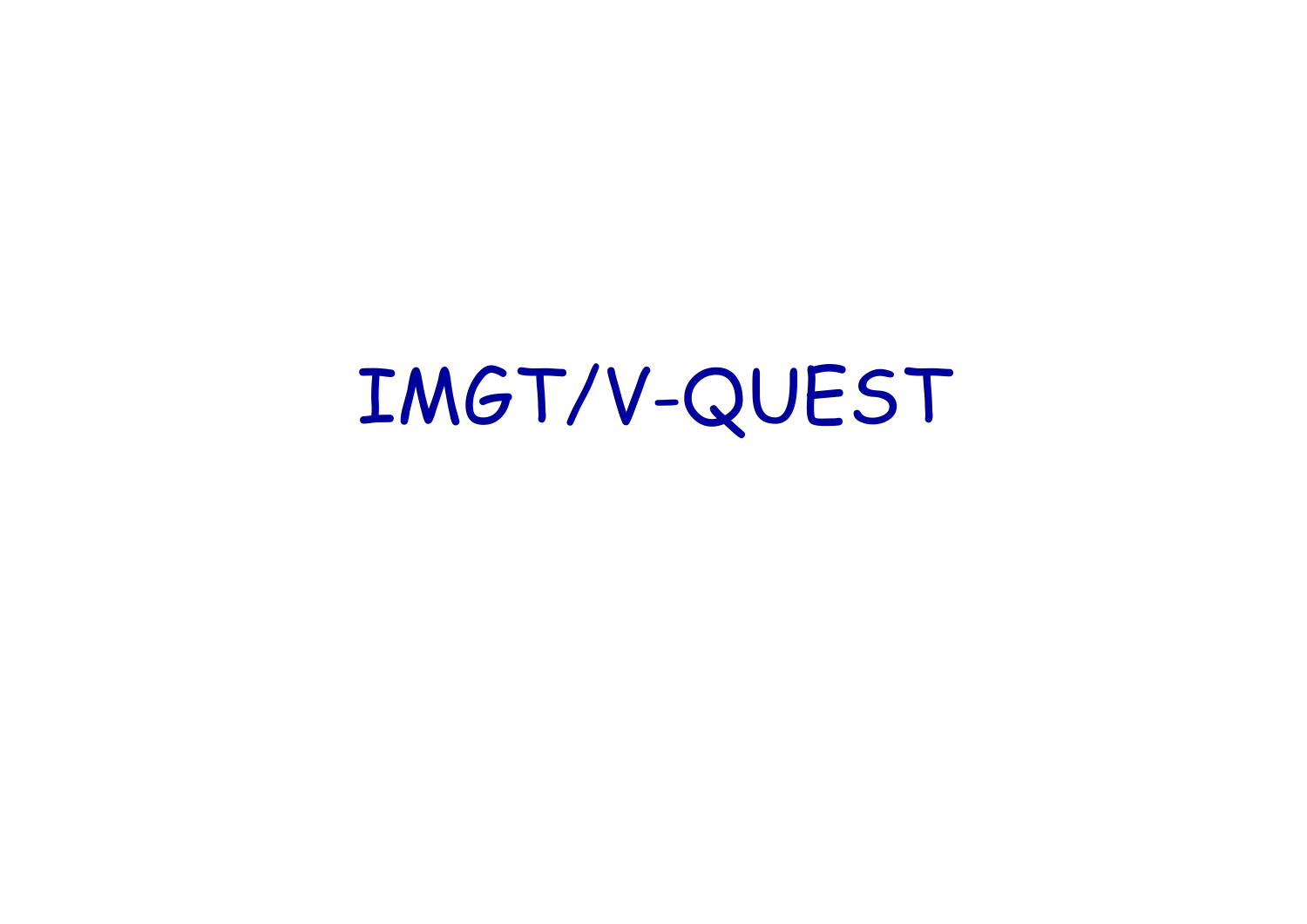# IMGT/V-QUEST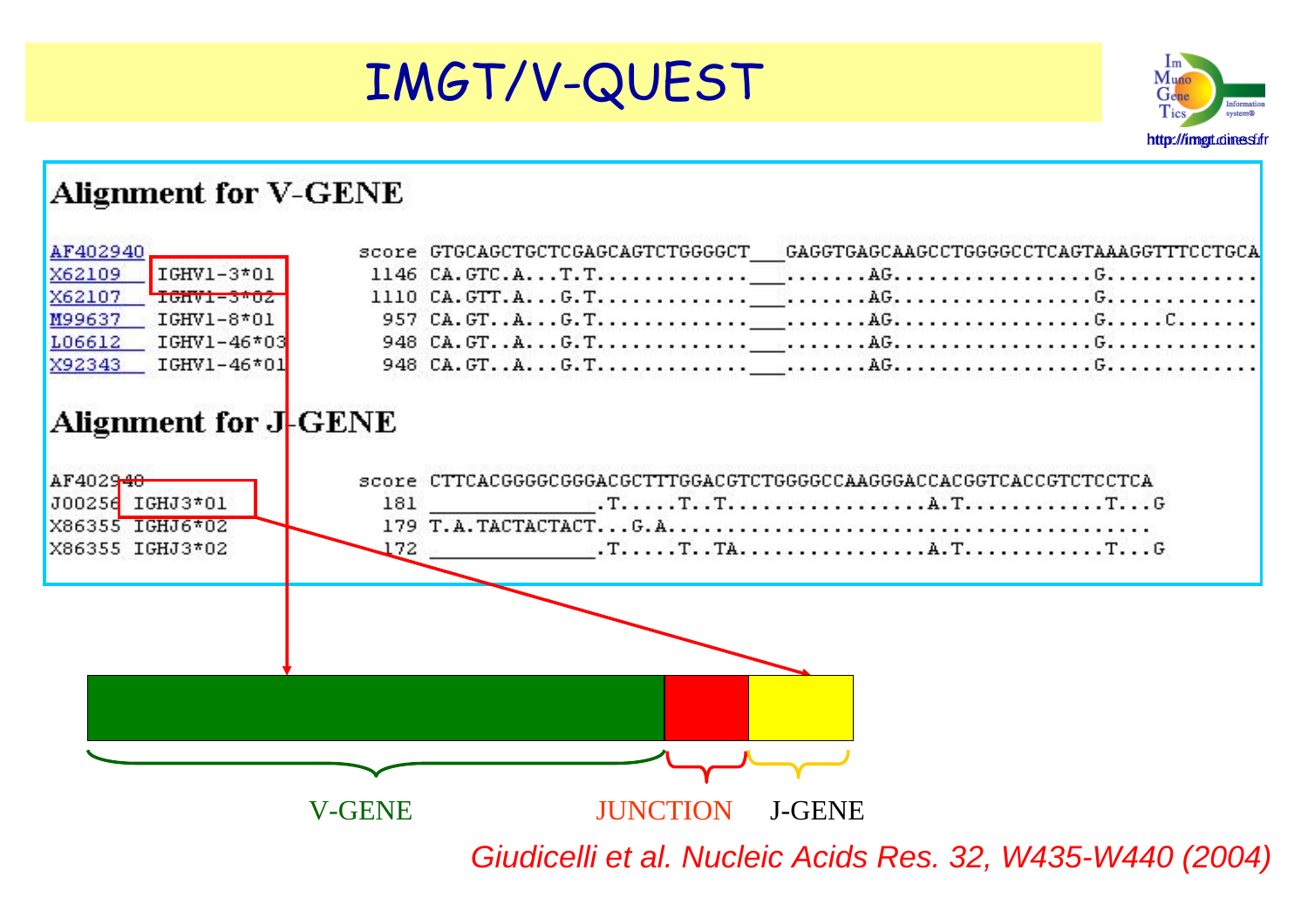# IMGT/V-QUEST

http://imgt.cines.fr

## Alignment for V-GENE

```
AF402940                    score GTGCAGCTGCTCGAGCAGTCTGGGGCT___GAGGTGAGCAAGCCTGGGGCCTCAGTAAAGGTTTCCTGCA
X62109    IGHV1-3*01        1146 CA.GTC.A...T.T............___.......AG................G............
X62107    IGHV1-3*02        1110 CA.GTT.A...G.T............___.......AG................G............
M99637    IGHV1-8*01         957 CA.GT..A...G.T............___.......AG................G.....C......
L06612    IGHV1-46*03        948 CA.GT..A...G.T............___.......AG................G............
X92343    IGHV1-46*01        948 CA.GT..A...G.T............___.......AG................G............
```

## Alignment for J-GENE

```
AF402940                    score CTTCACGGGGCGGGACGCTTTGGACGTCTGGGGCCAAGGGACCACGGTCACCGTCTCCTCA
J00256  IGHJ3*01             181 ______________.T.....T..T................A.T...........T...G
X86355  IGHJ6*02             179 T.A.TACTACTACT...G.A......................................
X86355  IGHJ3*02             172 ______________.T.....T..TA...............A.T...........T...G
```

V-GENE JUNCTION J-GENE

*Giudicelli et al. Nucleic Acids Res. 32, W435-W440 (2004)*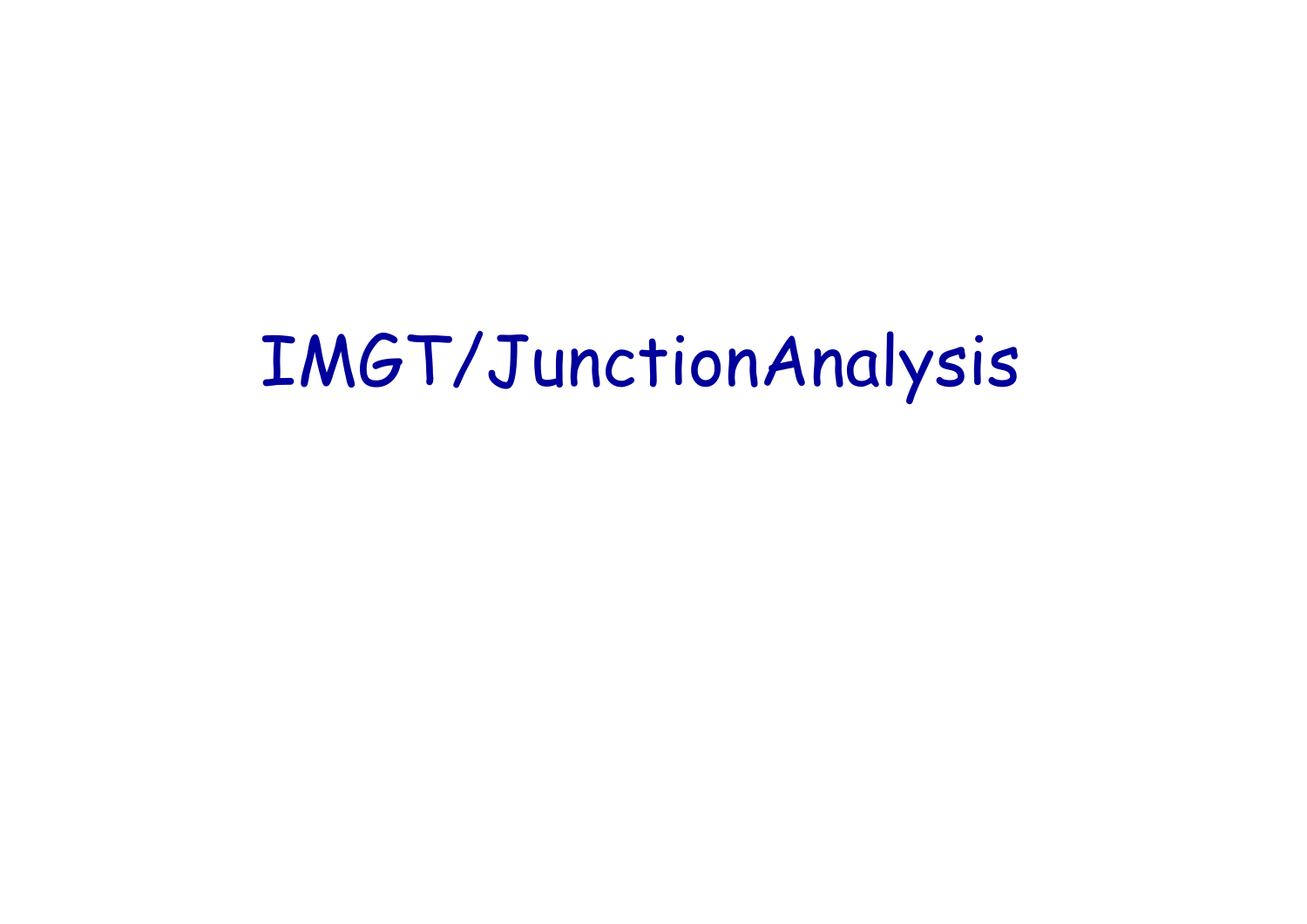# IMGT/JunctionAnalysis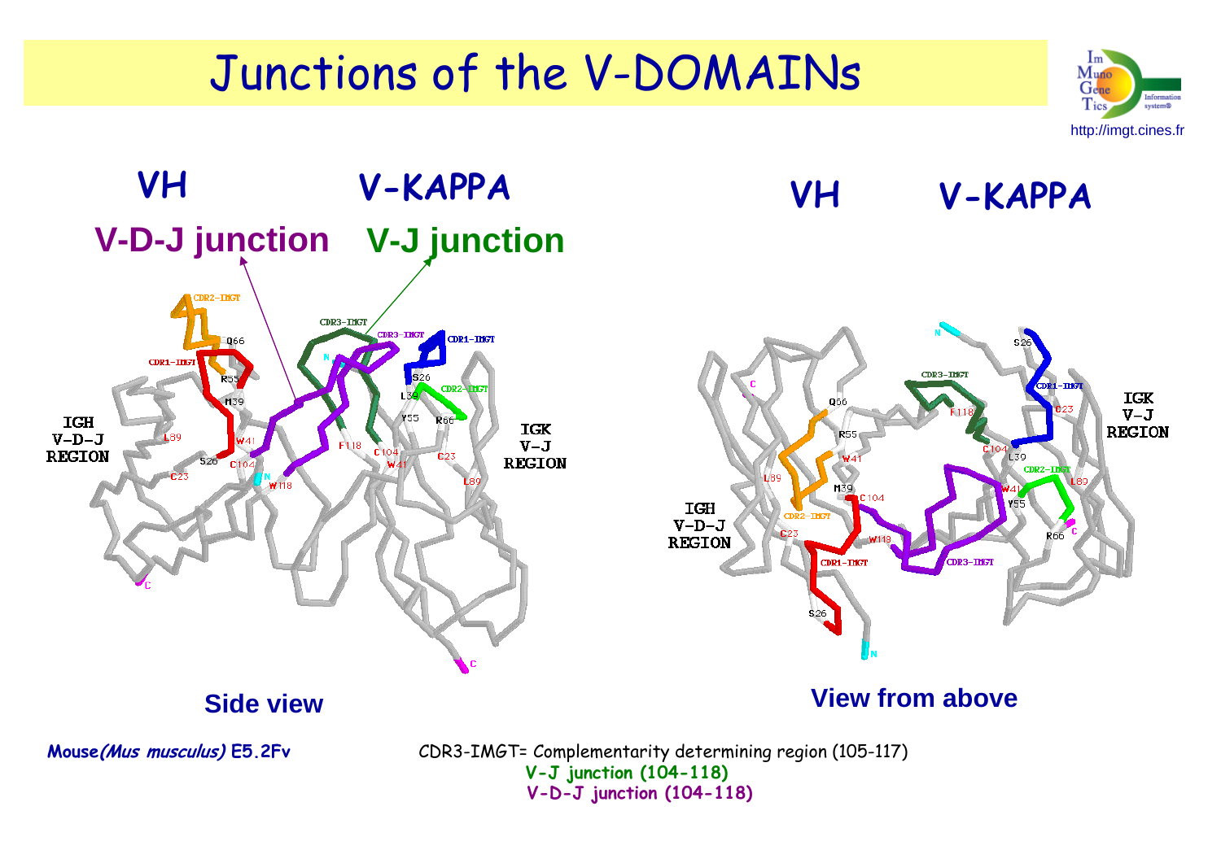# Junctions of the V-DOMAINs

http://imgt.cines.fr

**VH** **V-KAPPA**

**V-D-J junction** **V-J junction**

**Side view**

**VH** **V-KAPPA**

**View from above**

***Mouse (Mus musculus)* E5.2Fv**

CDR3-IMGT= Complementarity determining region (105-117)

**V-J junction (104-118)**

**V-D-J junction (104-118)**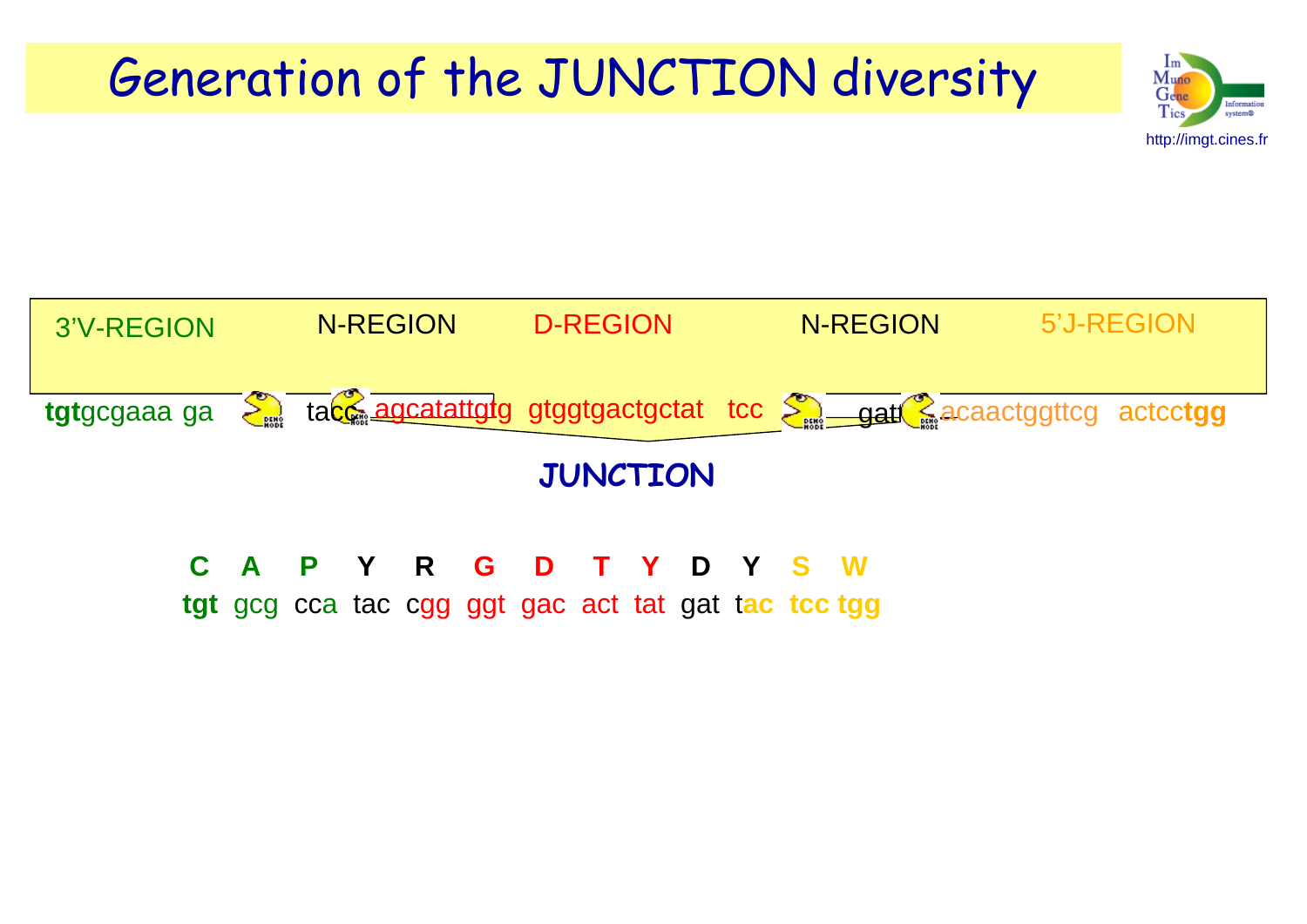# Generation of the JUNCTION diversity

http://imgt.cines.fr

| 3'V-REGION | N-REGION | D-REGION | N-REGION | 5'J-REGION |
|---|---|---|---|---|

**tgt**gcgaaa ga tacc agcatattgtg gtggtgactgctat tcc gatt acaactggttcg actcc**tgg**

**JUNCTION**

| **C** | **A** | **P** | **Y** | **R** | **G** | **D** | **T** | **Y** | **D** | **Y** | **S** | **W** |
|---|---|---|---|---|---|---|---|---|---|---|---|---|
| **tgt** | gcg | cca | tac | cgg | ggt | gac | act | tat | gat | tac | tcc | **tgg** |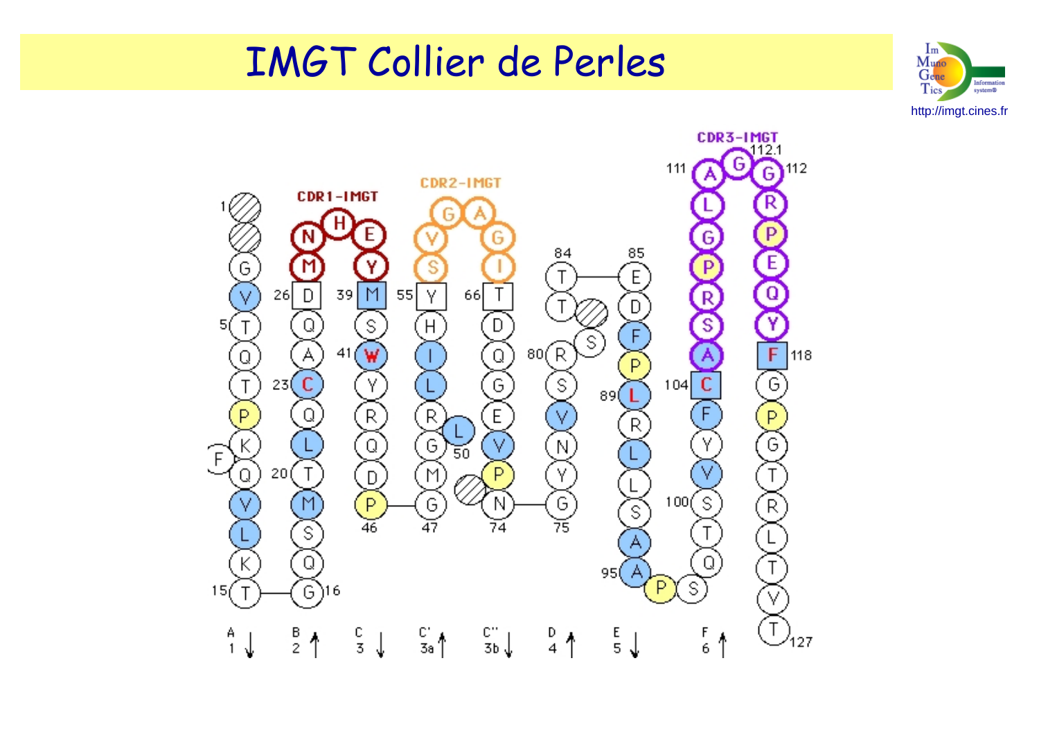# IMGT Collier de Perles

http://imgt.cines.fr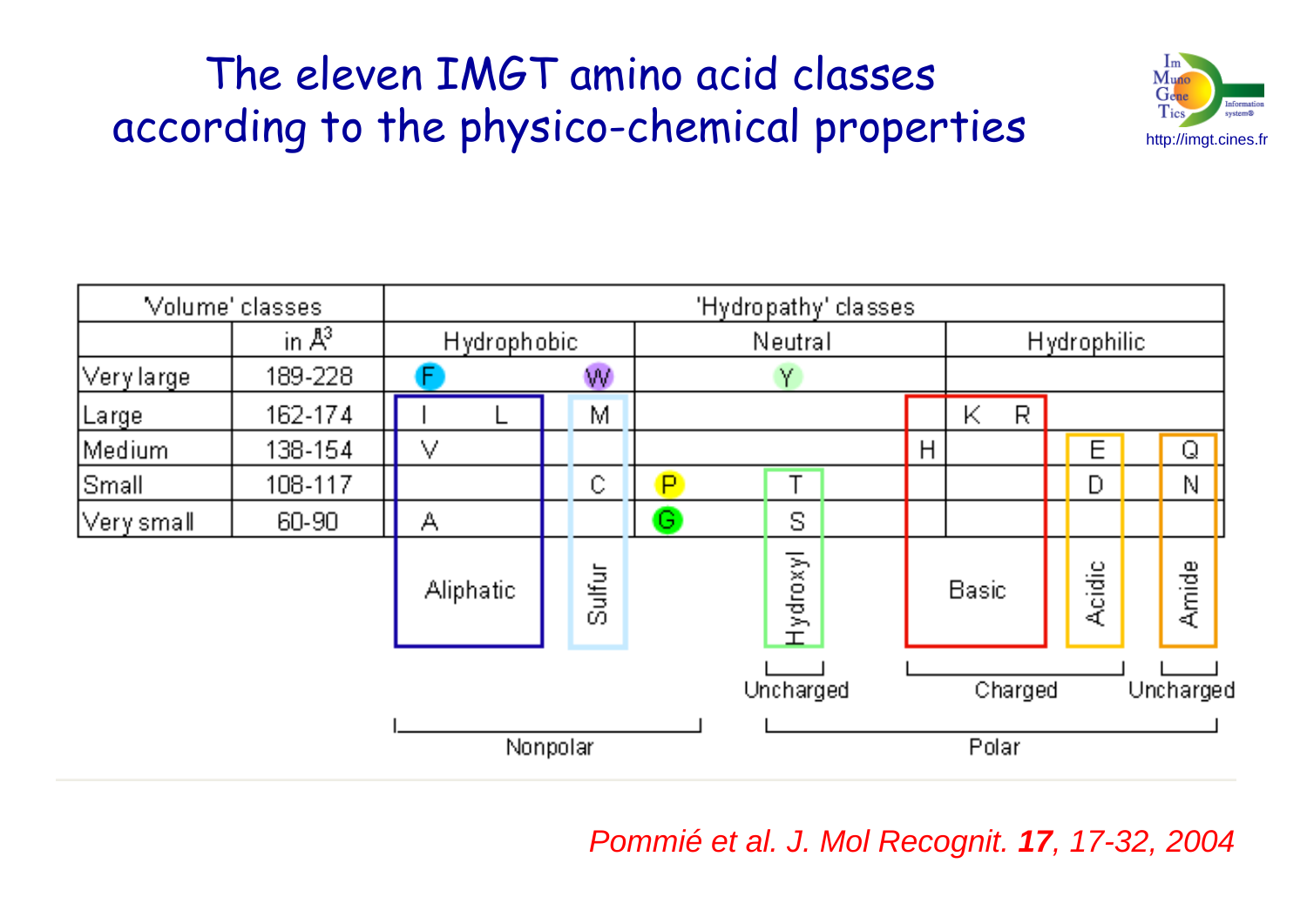# The eleven IMGT amino acid classes according to the physico-chemical properties

| 'Volume' classes | in $Å^3$ | Hydrophobic | | Neutral | | Hydrophilic | | |
|---|---|---|---|---|---|---|---|---|
| Very large | 189-228 | F | W | Y | | | | |
| Large | 162-174 | I L | M | | | K R | | |
| Medium | 138-154 | V | | | H | | E | Q |
| Small | 108-117 | | C | P | T | | D | N |
| Very small | 60-90 | A | | G | S | | | |

Aliphatic | Sulfur | Hydroxyl | Basic | Acidic | Amide

Uncharged | Charged | Uncharged

Nonpolar | Polar

*Pommié et al. J. Mol Recognit.* ***17****, 17-32, 2004*